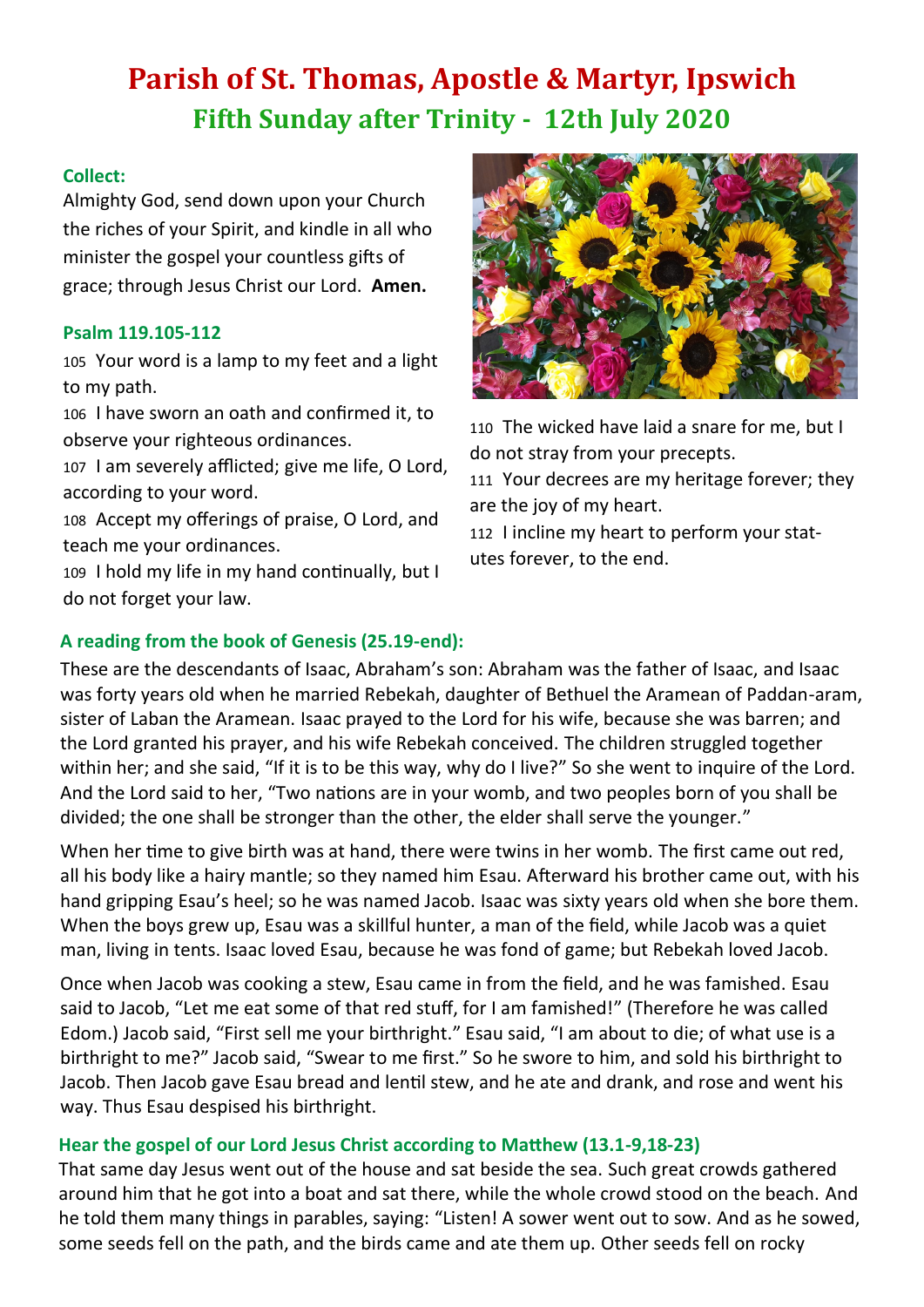# Parish of St. Thomas, Apostle & Martyr, Ipswich

## Fifth Sunday after Trinity - 12th July 2020

### Collect:

Almighty God, send down upon your Church the riches of your Spirit, and kindle in all who minister the gospel your countless gifts of grace; through Jesus Christ our Lord. **Amen.**

### Psalm 119.105-112

105 Your word is a lamp to my feet and a light to my path.

106 I have sworn an oath and confirmed it, to observe your righteous ordinances.

107 I am severely afflicted; give me life, O Lord, according to your word.

108 Accept my offerings of praise, O Lord, and teach me your ordinances.

109 I hold my life in my hand continually, but I do not forget your law.

110 The wicked have laid a snare for me, but I do not stray from your precepts.

111 Your decrees are my heritage forever; they are the joy of my heart.

112 I incline my heart to perform your statutes forever, to the end.

### A reading from the book of Genesis (25.19-end):

These are the descendants of Isaac, Abraham's son: Abraham was the father of Isaac, and Isaac was forty years old when he married Rebekah, daughter of Bethuel the Aramean of Paddan-aram, sister of Laban the Aramean. Isaac prayed to the Lord for his wife, because she was barren; and the Lord granted his prayer, and his wife Rebekah conceived. The children struggled together within her; and she said, "If it is to be this way, why do I live?" So she went to inquire of the Lord. And the Lord said to her, "Two nations are in your womb, and two peoples born of you shall be divided; the one shall be stronger than the other, the elder shall serve the younger."

When her time to give birth was at hand, there were twins in her womb. The first came out red, all his body like a hairy mantle; so they named him Esau. Afterward his brother came out, with his hand gripping Esau's heel; so he was named Jacob. Isaac was sixty years old when she bore them. When the boys grew up, Esau was a skillful hunter, a man of the field, while Jacob was a quiet man, living in tents. Isaac loved Esau, because he was fond of game; but Rebekah loved Jacob.

Once when Jacob was cooking a stew, Esau came in from the field, and he was famished. Esau said to Jacob, "Let me eat some of that red stuff, for I am famished!" (Therefore he was called Edom.) Jacob said, "First sell me your birthright." Esau said, "I am about to die; of what use is a birthright to me?" Jacob said, "Swear to me first." So he swore to him, and sold his birthright to Jacob. Then Jacob gave Esau bread and lentil stew, and he ate and drank, and rose and went his way. Thus Esau despised his birthright.

### Hear the gospel of our Lord Jesus Christ according to Matthew (13.1-9,18-23)

That same day Jesus went out of the house and sat beside the sea. Such great crowds gathered around him that he got into a boat and sat there, while the whole crowd stood on the beach. And he told them many things in parables, saying: "Listen! A sower went out to sow. And as he sowed, some seeds fell on the path, and the birds came and ate them up. Other seeds fell on rocky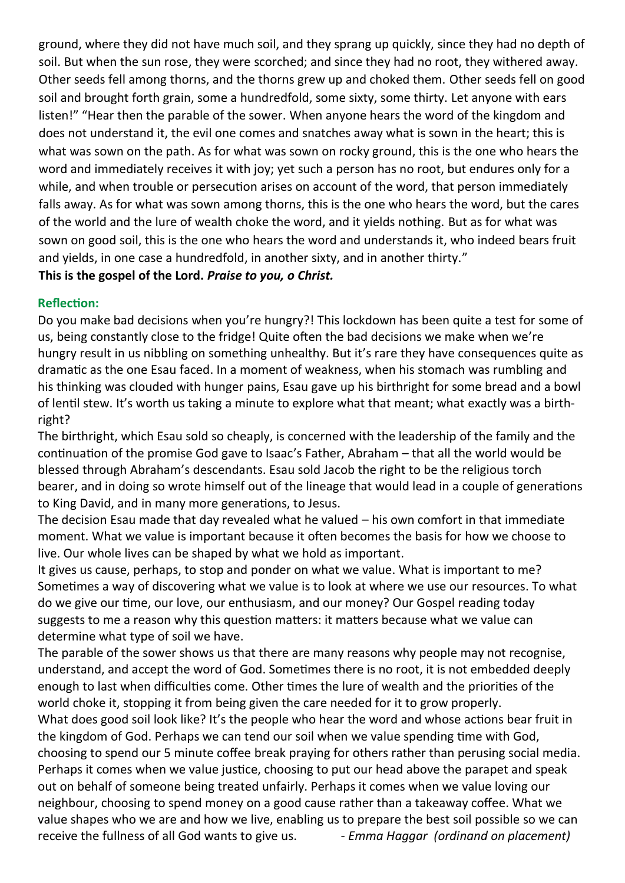ground, where they did not have much soil, and they sprang up quickly, since they had no depth of soil. But when the sun rose, they were scorched; and since they had no root, they withered away. Other seeds fell among thorns, and the thorns grew up and choked them. Other seeds fell on good soil and brought forth grain, some a hundredfold, some sixty, some thirty. Let anyone with ears listen!" "Hear then the parable of the sower. When anyone hears the word of the kingdom and does not understand it, the evil one comes and snatches away what is sown in the heart; this is what was sown on the path. As for what was sown on rocky ground, this is the one who hears the word and immediately receives it with joy; yet such a person has no root, but endures only for a while, and when trouble or persecution arises on account of the word, that person immediately falls away. As for what was sown among thorns, this is the one who hears the word, but the cares of the world and the lure of wealth choke the word, and it yields nothing. But as for what was sown on good soil, this is the one who hears the word and understands it, who indeed bears fruit and yields, in one case a hundredfold, in another sixty, and in another thirty."

**This is the gospel of the Lord.** ***Praise to you, o Christ.***

**Reflection:**

Do you make bad decisions when you're hungry?! This lockdown has been quite a test for some of us, being constantly close to the fridge! Quite often the bad decisions we make when we're hungry result in us nibbling on something unhealthy. But it's rare they have consequences quite as dramatic as the one Esau faced. In a moment of weakness, when his stomach was rumbling and his thinking was clouded with hunger pains, Esau gave up his birthright for some bread and a bowl of lentil stew. It's worth us taking a minute to explore what that meant; what exactly was a birth-right?

The birthright, which Esau sold so cheaply, is concerned with the leadership of the family and the continuation of the promise God gave to Isaac's Father, Abraham – that all the world would be blessed through Abraham's descendants. Esau sold Jacob the right to be the religious torch bearer, and in doing so wrote himself out of the lineage that would lead in a couple of generations to King David, and in many more generations, to Jesus.

The decision Esau made that day revealed what he valued – his own comfort in that immediate moment. What we value is important because it often becomes the basis for how we choose to live. Our whole lives can be shaped by what we hold as important.

It gives us cause, perhaps, to stop and ponder on what we value. What is important to me? Sometimes a way of discovering what we value is to look at where we use our resources. To what do we give our time, our love, our enthusiasm, and our money? Our Gospel reading today suggests to me a reason why this question matters: it matters because what we value can determine what type of soil we have.

The parable of the sower shows us that there are many reasons why people may not recognise, understand, and accept the word of God. Sometimes there is no root, it is not embedded deeply enough to last when difficulties come. Other times the lure of wealth and the priorities of the world choke it, stopping it from being given the care needed for it to grow properly.

What does good soil look like? It's the people who hear the word and whose actions bear fruit in the kingdom of God. Perhaps we can tend our soil when we value spending time with God, choosing to spend our 5 minute coffee break praying for others rather than perusing social media. Perhaps it comes when we value justice, choosing to put our head above the parapet and speak out on behalf of someone being treated unfairly. Perhaps it comes when we value loving our neighbour, choosing to spend money on a good cause rather than a takeaway coffee. What we value shapes who we are and how we live, enabling us to prepare the best soil possible so we can receive the fullness of all God wants to give us. *- Emma Haggar (ordinand on placement)*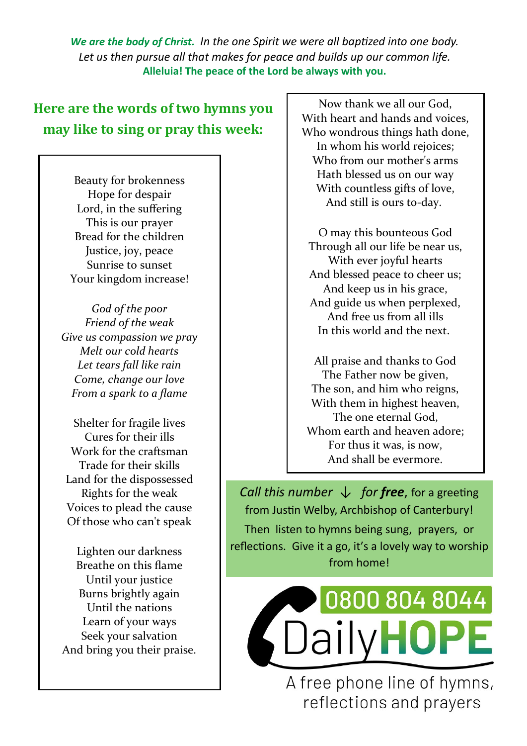***We are the body of Christ.*** *In the one Spirit we were all baptized into one body. Let us then pursue all that makes for peace and builds up our common life.*
**Alleluia! The peace of the Lord be always with you.**

## Here are the words of two hymns you may like to sing or pray this week:

Beauty for brokenness
Hope for despair
Lord, in the suffering
This is our prayer
Bread for the children
Justice, joy, peace
Sunrise to sunset
Your kingdom increase!

*God of the poor*
*Friend of the weak*
*Give us compassion we pray*
*Melt our cold hearts*
*Let tears fall like rain*
*Come, change our love*
*From a spark to a flame*

Shelter for fragile lives
Cures for their ills
Work for the craftsman
Trade for their skills
Land for the dispossessed
Rights for the weak
Voices to plead the cause
Of those who can't speak

Lighten our darkness
Breathe on this flame
Until your justice
Burns brightly again
Until the nations
Learn of your ways
Seek your salvation
And bring you their praise.

---

Now thank we all our God,
With heart and hands and voices,
Who wondrous things hath done,
In whom his world rejoices;
Who from our mother's arms
Hath blessed us on our way
With countless gifts of love,
And still is ours to-day.

O may this bounteous God
Through all our life be near us,
With ever joyful hearts
And blessed peace to cheer us;
And keep us in his grace,
And guide us when perplexed,
And free us from all ills
In this world and the next.

All praise and thanks to God
The Father now be given,
The son, and him who reigns,
With them in highest heaven,
The one eternal God,
Whom earth and heaven adore;
For thus it was, is now,
And shall be evermore.

---

*Call this number* ↓ *for **free***, for a greeting from Justin Welby, Archbishop of Canterbury! Then listen to hymns being sung, prayers, or reflections. Give it a go, it's a lovely way to worship from home!

**0800 804 8044**

Daily**HOPE**

A free phone line of hymns, reflections and prayers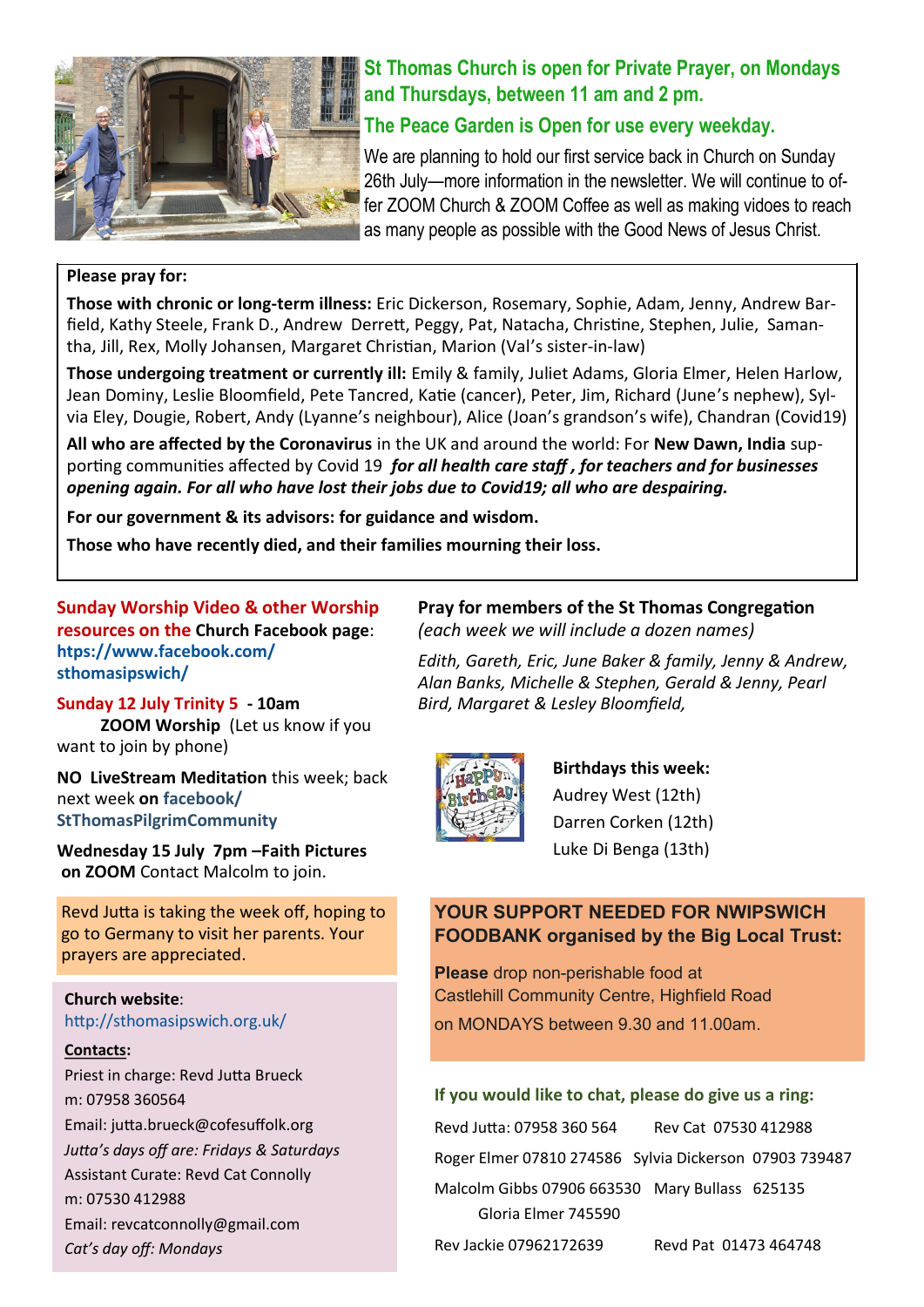## St Thomas Church is open for Private Prayer, on Mondays and Thursdays, between 11 am and 2 pm.

## The Peace Garden is Open for use every weekday.

We are planning to hold our first service back in Church on Sunday 26th July—more information in the newsletter. We will continue to offer ZOOM Church & ZOOM Coffee as well as making vidoes to reach as many people as possible with the Good News of Jesus Christ.

**Please pray for:**

**Those with chronic or long-term illness:** Eric Dickerson, Rosemary, Sophie, Adam, Jenny, Andrew Barfield, Kathy Steele, Frank D., Andrew Derrett, Peggy, Pat, Natacha, Christine, Stephen, Julie, Samantha, Jill, Rex, Molly Johansen, Margaret Christian, Marion (Val's sister-in-law)

**Those undergoing treatment or currently ill:** Emily & family, Juliet Adams, Gloria Elmer, Helen Harlow, Jean Dominy, Leslie Bloomfield, Pete Tancred, Katie (cancer), Peter, Jim, Richard (June's nephew), Sylvia Eley, Dougie, Robert, Andy (Lyanne's neighbour), Alice (Joan's grandson's wife), Chandran (Covid19)

**All who are affected by the Coronavirus** in the UK and around the world: For **New Dawn, India** supporting communities affected by Covid 19 ***for all health care staff , for teachers and for businesses opening again. For all who have lost their jobs due to Covid19; all who are despairing.***

**For our government & its advisors: for guidance and wisdom.**

**Those who have recently died, and their families mourning their loss.**

**Sunday Worship Video & other Worship resources on the Church Facebook page**: **htps://www.facebook.com/sthomasipswich/**

**Sunday 12 July Trinity 5 - 10am**
**ZOOM Worship** (Let us know if you want to join by phone)

**NO LiveStream Meditation** this week; back next week **on facebook/StThomasPilgrimCommunity**

**Wednesday 15 July 7pm –Faith Pictures on ZOOM** Contact Malcolm to join.

Revd Jutta is taking the week off, hoping to go to Germany to visit her parents. Your prayers are appreciated.

**Church website**:
http://sthomasipswich.org.uk/

**Contacts:**

Priest in charge: Revd Jutta Brueck
m: 07958 360564
Email: jutta.brueck@cofesuffolk.org
*Jutta's days off are: Fridays & Saturdays*
Assistant Curate: Revd Cat Connolly
m: 07530 412988
Email: revcatconnolly@gmail.com
*Cat's day off: Mondays*

**Pray for members of the St Thomas Congregation**
*(each week we will include a dozen names)*

*Edith, Gareth, Eric, June Baker & family, Jenny & Andrew, Alan Banks, Michelle & Stephen, Gerald & Jenny, Pearl Bird, Margaret & Lesley Bloomfield,*

**Birthdays this week:**
Audrey West (12th)
Darren Corken (12th)
Luke Di Benga (13th)

**YOUR SUPPORT NEEDED FOR NWIPSWICH FOODBANK organised by the Big Local Trust:**

**Please** drop non-perishable food at Castlehill Community Centre, Highfield Road on MONDAYS between 9.30 and 11.00am.

**If you would like to chat, please do give us a ring:**

Revd Jutta: 07958 360 564
Rev Cat 07530 412988
Roger Elmer 07810 274586
Sylvia Dickerson 07903 739487
Malcolm Gibbs 07906 663530
Mary Bullass 625135
Gloria Elmer 745590
Rev Jackie 07962172639
Revd Pat 01473 464748